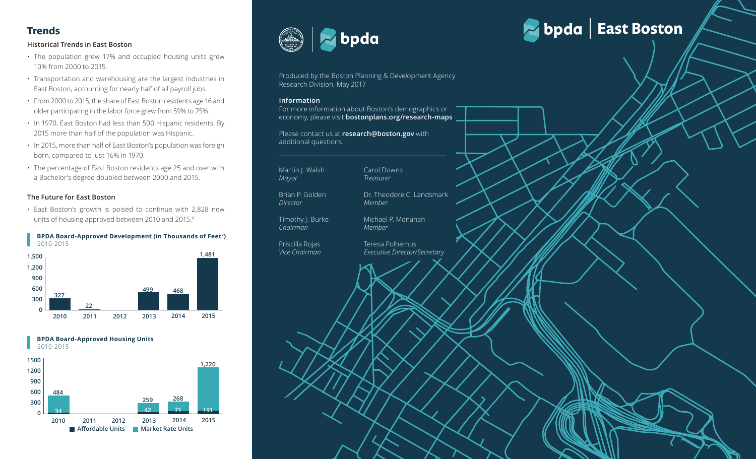## Trends

### Historical Trends in East Boston

- The population grew 17% and occupied housing units grew 10% from 2000 to 2015.
- Transportation and warehousing are the largest industries in East Boston, accounting for nearly half of all payroll jobs.
- From 2000 to 2015, the share of East Boston residents age 16 and older participating in the labor force grew from 59% to 75%.
- In 1970, East Boston had less than 500 Hispanic residents. By 2015 more than half of the population was Hispanic.
- In 2015, more than half of East Boston's population was foreign born, compared to just 16% in 1970.
- The percentage of East Boston residents age 25 and over with a Bachelor's degree doubled between 2000 and 2015.

### The Future for East Boston

- East Boston's growth is poised to continue with 2,828 new units of housing approved between 2010 and 2015.[4]

**BPDA Board-Approved Development (in Thousands of Feet$^2$)**
2010-2015

| Year | Development |
|---|---|
| 2010 | 327 |
| 2011 | 22 |
| 2012 | |
| 2013 | 499 |
| 2014 | 468 |
| 2015 | 1,481 |

**BPDA Board-Approved Housing Units**
2010-2015

| Year | Affordable Units | Market Rate Units |
|---|---|---|
| 2010 | 34 | 484 |
| 2011 | | |
| 2012 | | |
| 2013 | 42 | 259 |
| 2014 | 71 | 268 |
| 2015 | 191 | 1,220 |

bpda | East Boston

Produced by the Boston Planning & Development Agency Research Division, May 2017

**Information**
For more information about Boston's demographics or economy, please visit **bostonplans.org/research-maps**

Please contact us at **research@boston.gov** with additional questions.

Martin J. Walsh
*Mayor*

Brian P. Golden
*Director*

Timothy J. Burke
*Chairman*

Priscilla Rojas
*Vice Chairman*

Carol Downs
*Treasurer*

Dr. Theodore C. Landsmark
*Member*

Michael P. Monahan
*Member*

Teresa Polhemus
*Executive Director/Secretary*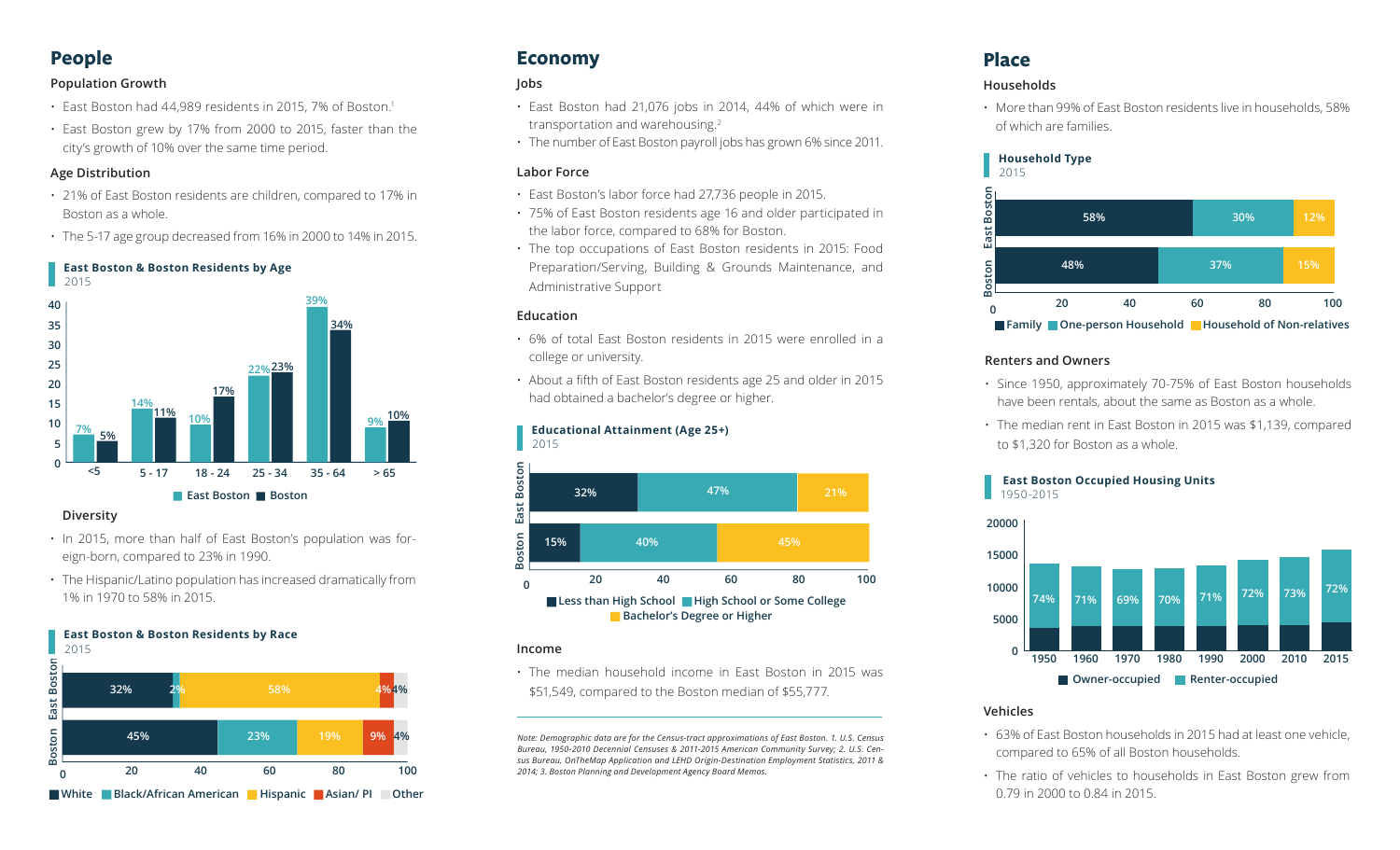## People

### Population Growth

- East Boston had 44,989 residents in 2015, 7% of Boston.[1]
- East Boston grew by 17% from 2000 to 2015, faster than the city's growth of 10% over the same time period.

### Age Distribution

- 21% of East Boston residents are children, compared to 17% in Boston as a whole.
- The 5-17 age group decreased from 16% in 2000 to 14% in 2015.

**East Boston & Boston Residents by Age**
2015

40
35
30
25
20
15
10
5
0

7% 5%
14% 11%
10% 17%
22% 23%
39% 34%
9% 10%

<5
5 - 17
18 - 24
25 - 34
35 - 64
> 65

East Boston
Boston

### Diversity

- In 2015, more than half of East Boston's population was foreign-born, compared to 23% in 1990.
- The Hispanic/Latino population has increased dramatically from 1% in 1970 to 58% in 2015.

**East Boston & Boston Residents by Race**
2015

East Boston: 32% 2% 58% 4% 4%
Boston: 45% 23% 19% 9% 4%

0 20 40 60 80 100

White
Black/African American
Hispanic
Asian/ PI
Other

## Economy

### Jobs

- East Boston had 21,076 jobs in 2014, 44% of which were in transportation and warehousing.[2]
- The number of East Boston payroll jobs has grown 6% since 2011.

### Labor Force

- East Boston's labor force had 27,736 people in 2015.
- 75% of East Boston residents age 16 and older participated in the labor force, compared to 68% for Boston.
- The top occupations of East Boston residents in 2015: Food Preparation/Serving, Building & Grounds Maintenance, and Administrative Support

### Education

- 6% of total East Boston residents in 2015 were enrolled in a college or university.
- About a fifth of East Boston residents age 25 and older in 2015 had obtained a bachelor's degree or higher.

**Educational Attainment (Age 25+)**
2015

East Boston: 32% 47% 21%
Boston: 15% 40% 45%

0 20 40 60 80 100

Less than High School
High School or Some College
Bachelor's Degree or Higher

### Income

- The median household income in East Boston in 2015 was $51,549, compared to the Boston median of $55,777.

*Note: Demographic data are for the Census-tract approximations of East Boston. 1. U.S. Census Bureau, 1950-2010 Decennial Censuses & 2011-2015 American Community Survey; 2. U.S. Census Bureau, OnTheMap Application and LEHD Origin-Destination Employment Statistics, 2011 & 2014; 3. Boston Planning and Development Agency Board Memos.*

## Place

### Households

- More than 99% of East Boston residents live in households, 58% of which are families.

**Household Type**
2015

East Boston: 58% 30% 12%
Boston: 48% 37% 15%

0 20 40 60 80 100

Family
One-person Household
Household of Non-relatives

### Renters and Owners

- Since 1950, approximately 70-75% of East Boston households have been rentals, about the same as Boston as a whole.
- The median rent in East Boston in 2015 was $1,139, compared to $1,320 for Boston as a whole.

**East Boston Occupied Housing Units**
1950-2015

20000
15000
10000
5000
0

74% 71% 69% 70% 71% 72% 73% 72%

1950 1960 1970 1980 1990 2000 2010 2015

Owner-occupied
Renter-occupied

### Vehicles

- 63% of East Boston households in 2015 had at least one vehicle, compared to 65% of all Boston households.
- The ratio of vehicles to households in East Boston grew from 0.79 in 2000 to 0.84 in 2015.